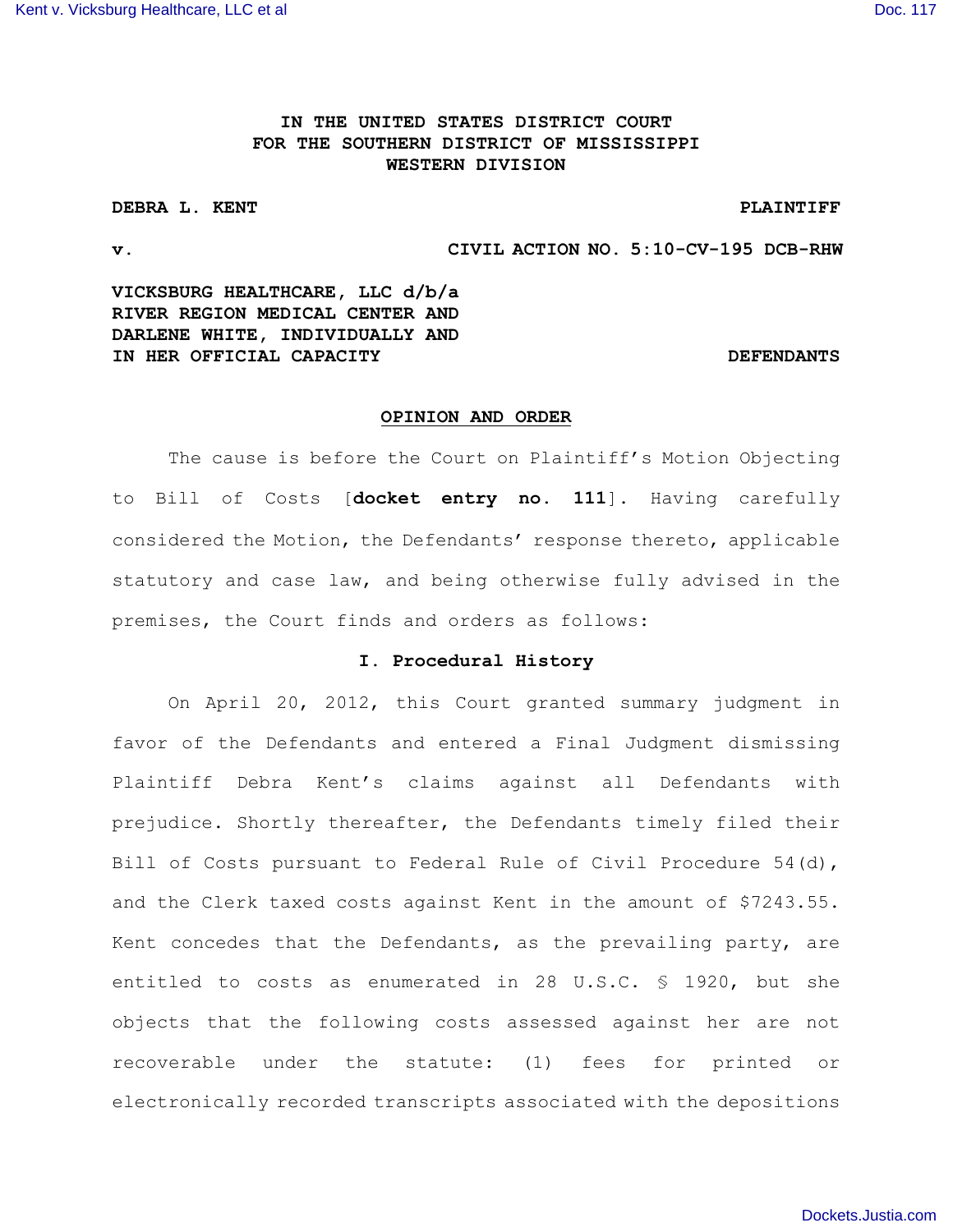IN THE UNITED STATES DISTRICT COURT
FOR THE SOUTHERN DISTRICT OF MISSISSIPPI
WESTERN DIVISION

**DEBRA L. KENT** **PLAINTIFF**

**v.** **CIVIL ACTION NO. 5:10-CV-195 DCB-RHW**

**VICKSBURG HEALTHCARE, LLC d/b/a RIVER REGION MEDICAL CENTER AND DARLENE WHITE, INDIVIDUALLY AND IN HER OFFICIAL CAPACITY** **DEFENDANTS**

## OPINION AND ORDER

The cause is before the Court on Plaintiff's Motion Objecting to Bill of Costs [**docket entry no. 111**]. Having carefully considered the Motion, the Defendants' response thereto, applicable statutory and case law, and being otherwise fully advised in the premises, the Court finds and orders as follows:

### I. Procedural History

On April 20, 2012, this Court granted summary judgment in favor of the Defendants and entered a Final Judgment dismissing Plaintiff Debra Kent's claims against all Defendants with prejudice. Shortly thereafter, the Defendants timely filed their Bill of Costs pursuant to Federal Rule of Civil Procedure 54(d), and the Clerk taxed costs against Kent in the amount of $7243.55. Kent concedes that the Defendants, as the prevailing party, are entitled to costs as enumerated in 28 U.S.C. § 1920, but she objects that the following costs assessed against her are not recoverable under the statute: (1) fees for printed or electronically recorded transcripts associated with the depositions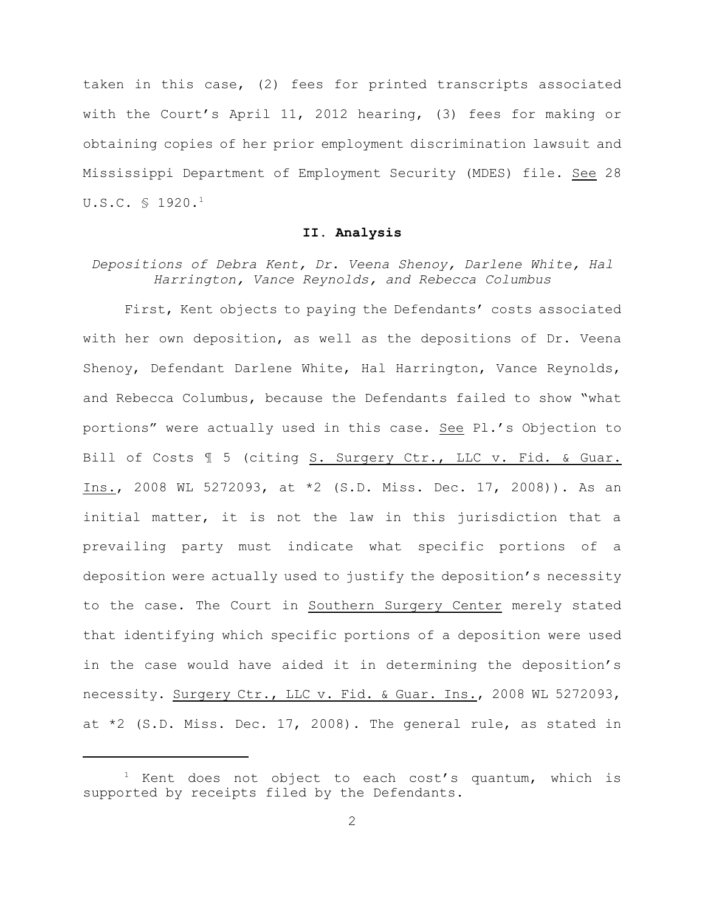taken in this case, (2) fees for printed transcripts associated with the Court's April 11, 2012 hearing, (3) fees for making or obtaining copies of her prior employment discrimination lawsuit and Mississippi Department of Employment Security (MDES) file. See 28 U.S.C. § 1920.[1]

## II. Analysis

*Depositions of Debra Kent, Dr. Veena Shenoy, Darlene White, Hal Harrington, Vance Reynolds, and Rebecca Columbus*

First, Kent objects to paying the Defendants' costs associated with her own deposition, as well as the depositions of Dr. Veena Shenoy, Defendant Darlene White, Hal Harrington, Vance Reynolds, and Rebecca Columbus, because the Defendants failed to show "what portions" were actually used in this case. See Pl.'s Objection to Bill of Costs ¶ 5 (citing S. Surgery Ctr., LLC v. Fid. & Guar. Ins., 2008 WL 5272093, at *2 (S.D. Miss. Dec. 17, 2008)). As an initial matter, it is not the law in this jurisdiction that a prevailing party must indicate what specific portions of a deposition were actually used to justify the deposition's necessity to the case. The Court in Southern Surgery Center merely stated that identifying which specific portions of a deposition were used in the case would have aided it in determining the deposition's necessity. Surgery Ctr., LLC v. Fid. & Guar. Ins., 2008 WL 5272093, at *2 (S.D. Miss. Dec. 17, 2008). The general rule, as stated in

[1] Kent does not object to each cost's quantum, which is supported by receipts filed by the Defendants.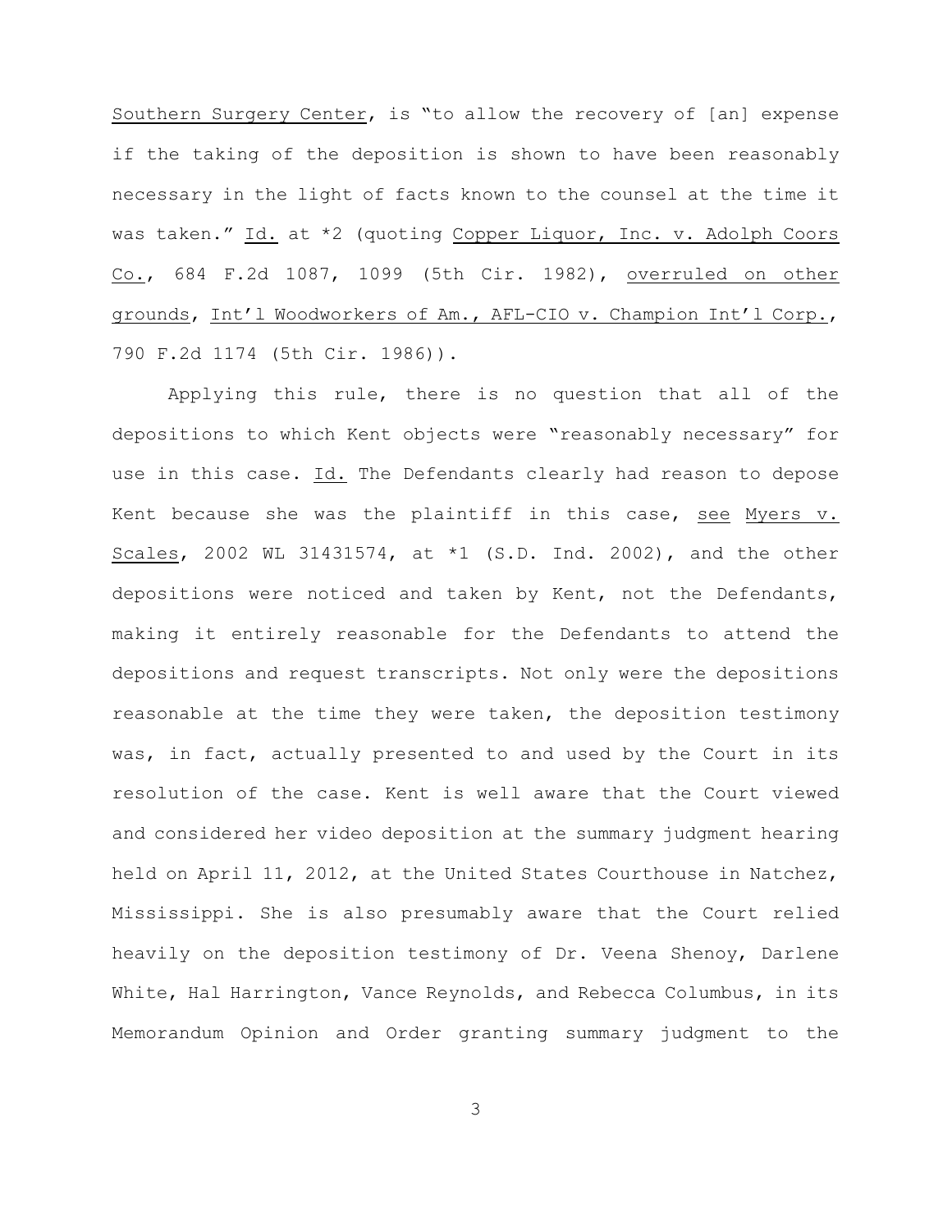Southern Surgery Center, is "to allow the recovery of [an] expense if the taking of the deposition is shown to have been reasonably necessary in the light of facts known to the counsel at the time it was taken." Id. at *2 (quoting Copper Liquor, Inc. v. Adolph Coors Co., 684 F.2d 1087, 1099 (5th Cir. 1982), overruled on other grounds, Int'l Woodworkers of Am., AFL-CIO v. Champion Int'l Corp., 790 F.2d 1174 (5th Cir. 1986)).

Applying this rule, there is no question that all of the depositions to which Kent objects were "reasonably necessary" for use in this case. Id. The Defendants clearly had reason to depose Kent because she was the plaintiff in this case, see Myers v. Scales, 2002 WL 31431574, at *1 (S.D. Ind. 2002), and the other depositions were noticed and taken by Kent, not the Defendants, making it entirely reasonable for the Defendants to attend the depositions and request transcripts. Not only were the depositions reasonable at the time they were taken, the deposition testimony was, in fact, actually presented to and used by the Court in its resolution of the case. Kent is well aware that the Court viewed and considered her video deposition at the summary judgment hearing held on April 11, 2012, at the United States Courthouse in Natchez, Mississippi. She is also presumably aware that the Court relied heavily on the deposition testimony of Dr. Veena Shenoy, Darlene White, Hal Harrington, Vance Reynolds, and Rebecca Columbus, in its Memorandum Opinion and Order granting summary judgment to the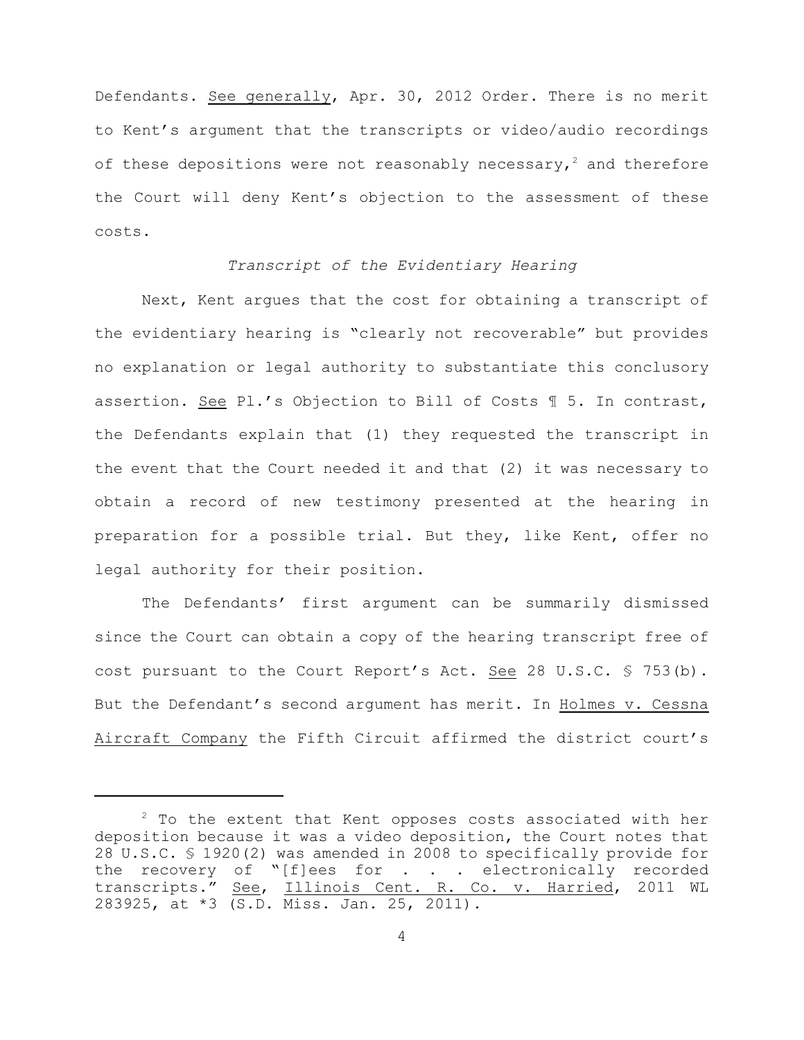Defendants. See generally, Apr. 30, 2012 Order. There is no merit to Kent's argument that the transcripts or video/audio recordings of these depositions were not reasonably necessary,[2] and therefore the Court will deny Kent's objection to the assessment of these costs.

*Transcript of the Evidentiary Hearing*

Next, Kent argues that the cost for obtaining a transcript of the evidentiary hearing is "clearly not recoverable" but provides no explanation or legal authority to substantiate this conclusory assertion. See Pl.'s Objection to Bill of Costs ¶ 5. In contrast, the Defendants explain that (1) they requested the transcript in the event that the Court needed it and that (2) it was necessary to obtain a record of new testimony presented at the hearing in preparation for a possible trial. But they, like Kent, offer no legal authority for their position.

The Defendants' first argument can be summarily dismissed since the Court can obtain a copy of the hearing transcript free of cost pursuant to the Court Report's Act. See 28 U.S.C. § 753(b). But the Defendant's second argument has merit. In Holmes v. Cessna Aircraft Company the Fifth Circuit affirmed the district court's

---

[2] To the extent that Kent opposes costs associated with her deposition because it was a video deposition, the Court notes that 28 U.S.C. § 1920(2) was amended in 2008 to specifically provide for the recovery of "[f]ees for . . . electronically recorded transcripts." See, Illinois Cent. R. Co. v. Harried, 2011 WL 283925, at *3 (S.D. Miss. Jan. 25, 2011).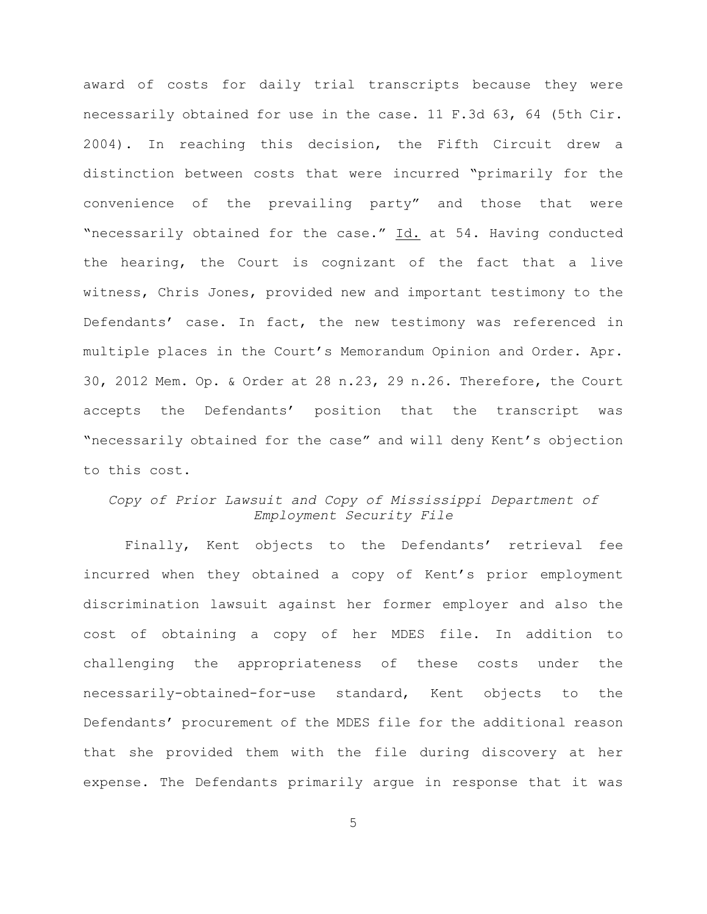award of costs for daily trial transcripts because they were necessarily obtained for use in the case. 11 F.3d 63, 64 (5th Cir. 2004). In reaching this decision, the Fifth Circuit drew a distinction between costs that were incurred "primarily for the convenience of the prevailing party" and those that were "necessarily obtained for the case." Id. at 54. Having conducted the hearing, the Court is cognizant of the fact that a live witness, Chris Jones, provided new and important testimony to the Defendants' case. In fact, the new testimony was referenced in multiple places in the Court's Memorandum Opinion and Order. Apr. 30, 2012 Mem. Op. & Order at 28 n.23, 29 n.26. Therefore, the Court accepts the Defendants' position that the transcript was "necessarily obtained for the case" and will deny Kent's objection to this cost.

*Copy of Prior Lawsuit and Copy of Mississippi Department of Employment Security File*

Finally, Kent objects to the Defendants' retrieval fee incurred when they obtained a copy of Kent's prior employment discrimination lawsuit against her former employer and also the cost of obtaining a copy of her MDES file. In addition to challenging the appropriateness of these costs under the necessarily-obtained-for-use standard, Kent objects to the Defendants' procurement of the MDES file for the additional reason that she provided them with the file during discovery at her expense. The Defendants primarily argue in response that it was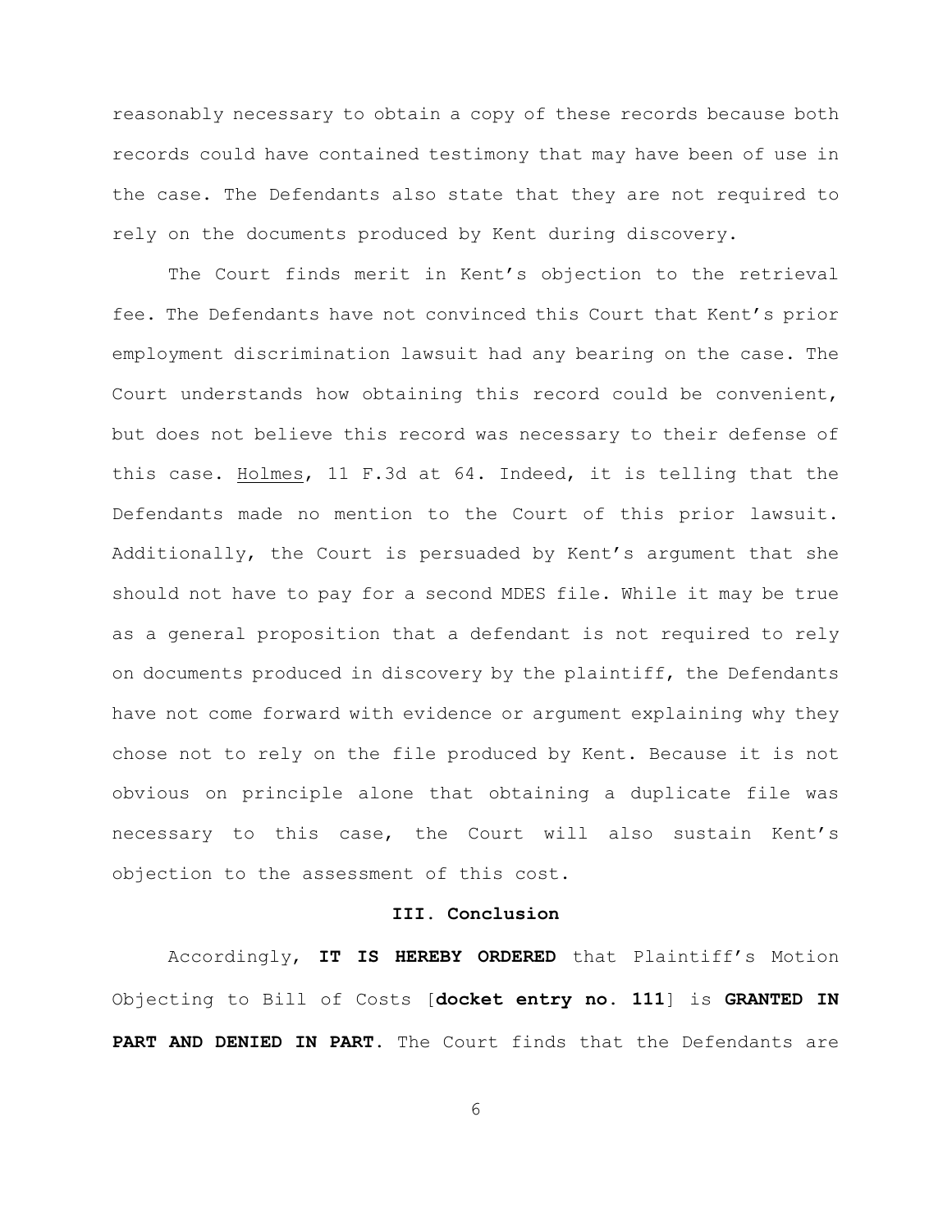reasonably necessary to obtain a copy of these records because both records could have contained testimony that may have been of use in the case. The Defendants also state that they are not required to rely on the documents produced by Kent during discovery.

The Court finds merit in Kent's objection to the retrieval fee. The Defendants have not convinced this Court that Kent's prior employment discrimination lawsuit had any bearing on the case. The Court understands how obtaining this record could be convenient, but does not believe this record was necessary to their defense of this case. Holmes, 11 F.3d at 64. Indeed, it is telling that the Defendants made no mention to the Court of this prior lawsuit. Additionally, the Court is persuaded by Kent's argument that she should not have to pay for a second MDES file. While it may be true as a general proposition that a defendant is not required to rely on documents produced in discovery by the plaintiff, the Defendants have not come forward with evidence or argument explaining why they chose not to rely on the file produced by Kent. Because it is not obvious on principle alone that obtaining a duplicate file was necessary to this case, the Court will also sustain Kent's objection to the assessment of this cost.

## III. Conclusion

Accordingly, **IT IS HEREBY ORDERED** that Plaintiff's Motion Objecting to Bill of Costs [**docket entry no. 111**] is **GRANTED IN PART AND DENIED IN PART.** The Court finds that the Defendants are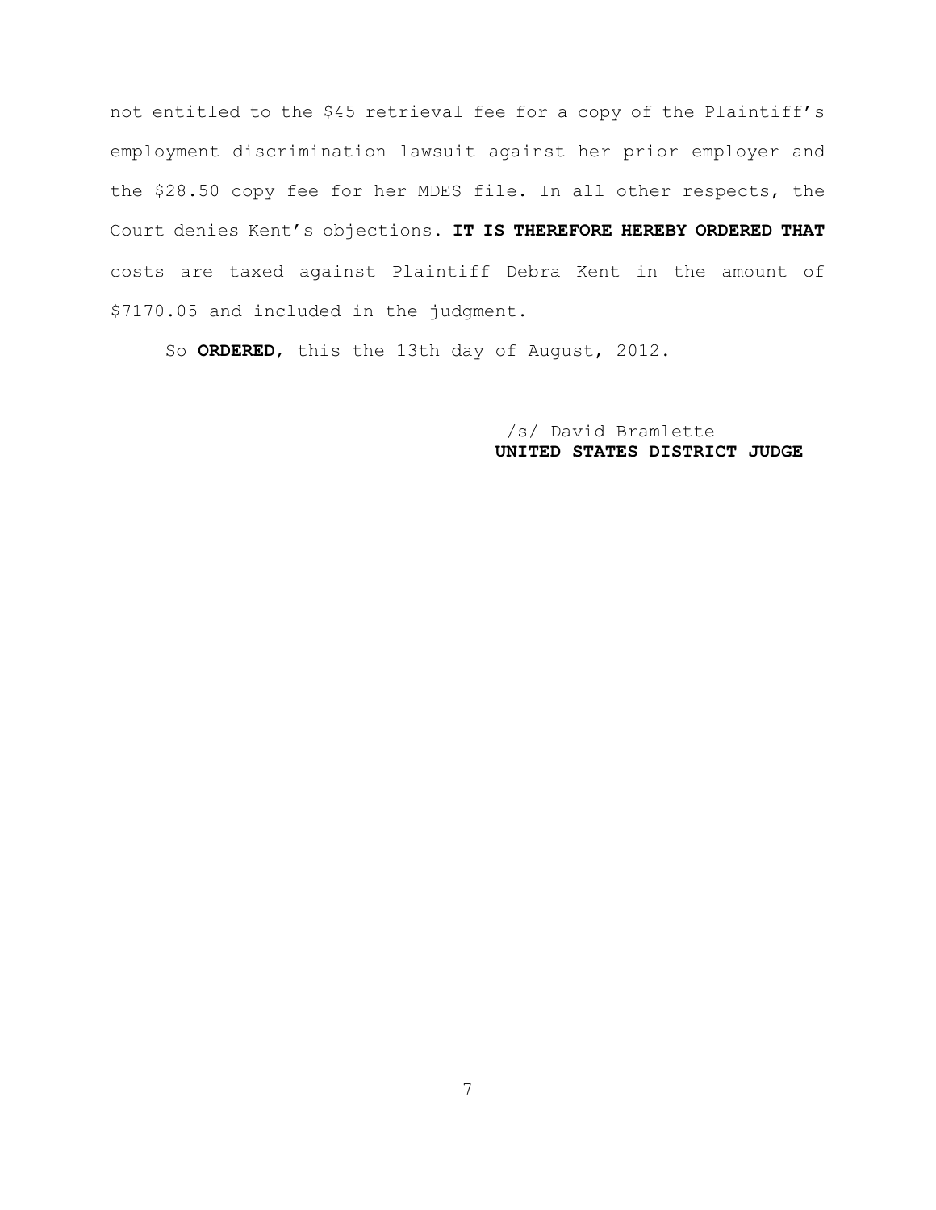not entitled to the $45 retrieval fee for a copy of the Plaintiff's employment discrimination lawsuit against her prior employer and the $28.50 copy fee for her MDES file. In all other respects, the Court denies Kent's objections. **IT IS THEREFORE HEREBY ORDERED THAT** costs are taxed against Plaintiff Debra Kent in the amount of $7170.05 and included in the judgment.

So **ORDERED**, this the 13th day of August, 2012.

/s/ David Bramlette
**UNITED STATES DISTRICT JUDGE**